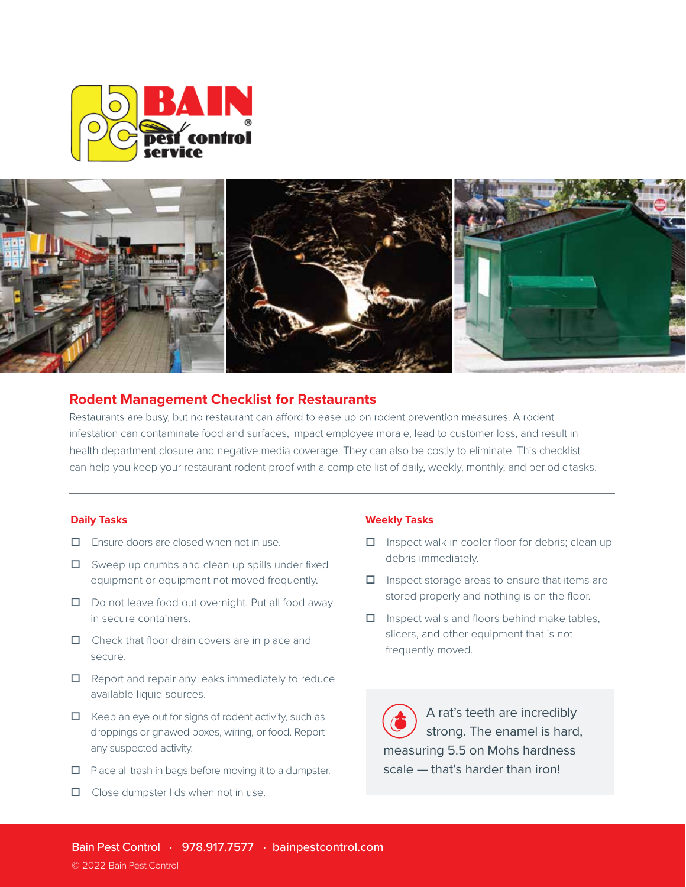## Rodent Management Checklist for Restaurants

Restaurants are busy, but no restaurant can afford to ease up on rodent prevention measures. A rodent infestation can contaminate food and surfaces, impact employee morale, lead to customer loss, and result in health department closure and negative media coverage. They can also be costly to eliminate. This checklist can help you keep your restaurant rodent-proof with a complete list of daily, weekly, monthly, and periodic tasks.

---

### Daily Tasks

- ☐ Ensure doors are closed when not in use.
- ☐ Sweep up crumbs and clean up spills under fixed equipment or equipment not moved frequently.
- ☐ Do not leave food out overnight. Put all food away in secure containers.
- ☐ Check that floor drain covers are in place and secure.
- ☐ Report and repair any leaks immediately to reduce available liquid sources.
- ☐ Keep an eye out for signs of rodent activity, such as droppings or gnawed boxes, wiring, or food. Report any suspected activity.
- ☐ Place all trash in bags before moving it to a dumpster.
- ☐ Close dumpster lids when not in use.

### Weekly Tasks

- ☐ Inspect walk-in cooler floor for debris; clean up debris immediately.
- ☐ Inspect storage areas to ensure that items are stored properly and nothing is on the floor.
- ☐ Inspect walls and floors behind make tables, slicers, and other equipment that is not frequently moved.

A rat's teeth are incredibly strong. The enamel is hard, measuring 5.5 on Mohs hardness scale — that's harder than iron!

Bain Pest Control · 978.917.7577 · bainpestcontrol.com

© 2022 Bain Pest Control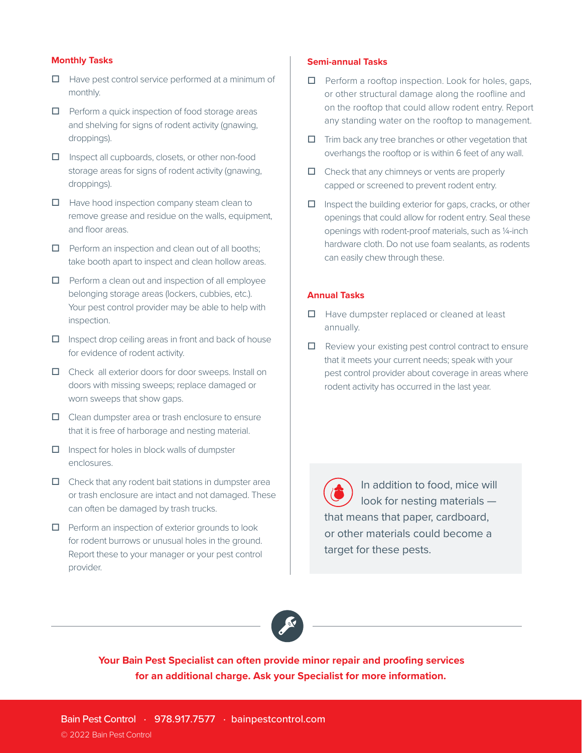### Monthly Tasks

- ☐ Have pest control service performed at a minimum of monthly.
- ☐ Perform a quick inspection of food storage areas and shelving for signs of rodent activity (gnawing, droppings).
- ☐ Inspect all cupboards, closets, or other non-food storage areas for signs of rodent activity (gnawing, droppings).
- ☐ Have hood inspection company steam clean to remove grease and residue on the walls, equipment, and floor areas.
- ☐ Perform an inspection and clean out of all booths; take booth apart to inspect and clean hollow areas.
- ☐ Perform a clean out and inspection of all employee belonging storage areas (lockers, cubbies, etc.). Your pest control provider may be able to help with inspection.
- ☐ Inspect drop ceiling areas in front and back of house for evidence of rodent activity.
- ☐ Check all exterior doors for door sweeps. Install on doors with missing sweeps; replace damaged or worn sweeps that show gaps.
- ☐ Clean dumpster area or trash enclosure to ensure that it is free of harborage and nesting material.
- ☐ Inspect for holes in block walls of dumpster enclosures.
- ☐ Check that any rodent bait stations in dumpster area or trash enclosure are intact and not damaged. These can often be damaged by trash trucks.
- ☐ Perform an inspection of exterior grounds to look for rodent burrows or unusual holes in the ground. Report these to your manager or your pest control provider.

### Semi-annual Tasks

- ☐ Perform a rooftop inspection. Look for holes, gaps, or other structural damage along the roofline and on the rooftop that could allow rodent entry. Report any standing water on the rooftop to management.
- ☐ Trim back any tree branches or other vegetation that overhangs the rooftop or is within 6 feet of any wall.
- ☐ Check that any chimneys or vents are properly capped or screened to prevent rodent entry.
- ☐ Inspect the building exterior for gaps, cracks, or other openings that could allow for rodent entry. Seal these openings with rodent-proof materials, such as ¼-inch hardware cloth. Do not use foam sealants, as rodents can easily chew through these.

### Annual Tasks

- ☐ Have dumpster replaced or cleaned at least annually.
- ☐ Review your existing pest control contract to ensure that it meets your current needs; speak with your pest control provider about coverage in areas where rodent activity has occurred in the last year.

In addition to food, mice will look for nesting materials — that means that paper, cardboard, or other materials could become a target for these pests.

**Your Bain Pest Specialist can often provide minor repair and proofing services for an additional charge. Ask your Specialist for more information.**

Bain Pest Control · 978.917.7577 · bainpestcontrol.com

© 2022 Bain Pest Control